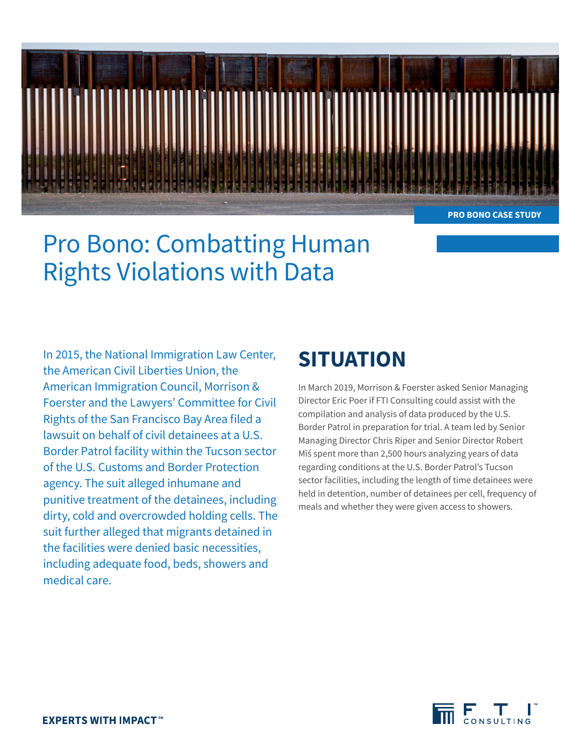PRO BONO CASE STUDY

# Pro Bono: Combatting Human Rights Violations with Data

In 2015, the National Immigration Law Center, the American Civil Liberties Union, the American Immigration Council, Morrison & Foerster and the Lawyers' Committee for Civil Rights of the San Francisco Bay Area filed a lawsuit on behalf of civil detainees at a U.S. Border Patrol facility within the Tucson sector of the U.S. Customs and Border Protection agency. The suit alleged inhumane and punitive treatment of the detainees, including dirty, cold and overcrowded holding cells. The suit further alleged that migrants detained in the facilities were denied basic necessities, including adequate food, beds, showers and medical care.

## SITUATION

In March 2019, Morrison & Foerster asked Senior Managing Director Eric Poer if FTI Consulting could assist with the compilation and analysis of data produced by the U.S. Border Patrol in preparation for trial. A team led by Senior Managing Director Chris Riper and Senior Director Robert Miś spent more than 2,500 hours analyzing years of data regarding conditions at the U.S. Border Patrol's Tucson sector facilities, including the length of time detainees were held in detention, number of detainees per cell, frequency of meals and whether they were given access to showers.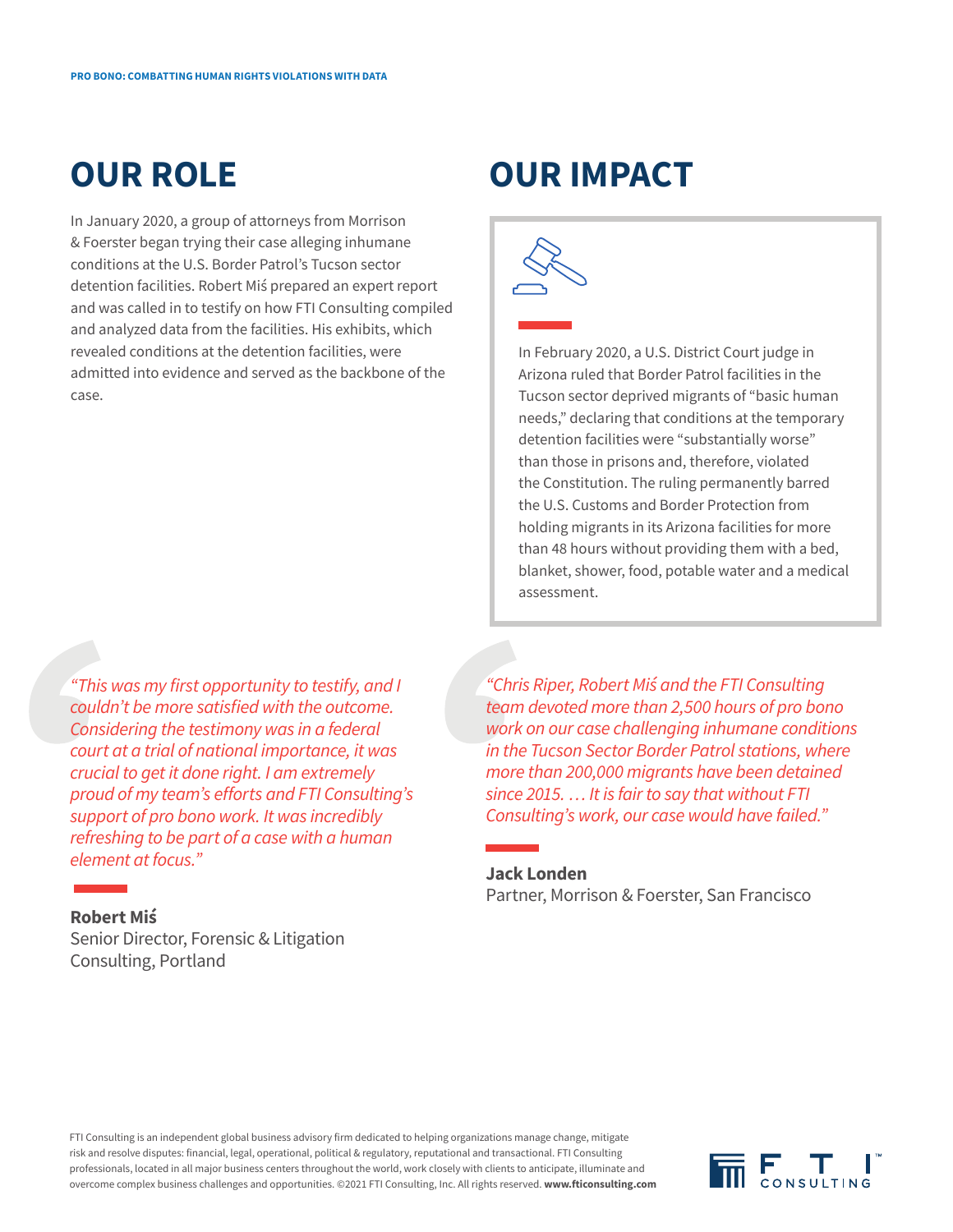## OUR ROLE

In January 2020, a group of attorneys from Morrison & Foerster began trying their case alleging inhumane conditions at the U.S. Border Patrol's Tucson sector detention facilities. Robert Miś prepared an expert report and was called in to testify on how FTI Consulting compiled and analyzed data from the facilities. His exhibits, which revealed conditions at the detention facilities, were admitted into evidence and served as the backbone of the case.

## OUR IMPACT

In February 2020, a U.S. District Court judge in Arizona ruled that Border Patrol facilities in the Tucson sector deprived migrants of "basic human needs," declaring that conditions at the temporary detention facilities were "substantially worse" than those in prisons and, therefore, violated the Constitution. The ruling permanently barred the U.S. Customs and Border Protection from holding migrants in its Arizona facilities for more than 48 hours without providing them with a bed, blanket, shower, food, potable water and a medical assessment.

*"This was my first opportunity to testify, and I couldn't be more satisfied with the outcome. Considering the testimony was in a federal court at a trial of national importance, it was crucial to get it done right. I am extremely proud of my team's efforts and FTI Consulting's support of pro bono work. It was incredibly refreshing to be part of a case with a human element at focus."*

**Robert Miś**
Senior Director, Forensic & Litigation Consulting, Portland

*"Chris Riper, Robert Miś and the FTI Consulting team devoted more than 2,500 hours of pro bono work on our case challenging inhumane conditions in the Tucson Sector Border Patrol stations, where more than 200,000 migrants have been detained since 2015. … It is fair to say that without FTI Consulting's work, our case would have failed."*

**Jack Londen**
Partner, Morrison & Foerster, San Francisco

FTI Consulting is an independent global business advisory firm dedicated to helping organizations manage change, mitigate risk and resolve disputes: financial, legal, operational, political & regulatory, reputational and transactional. FTI Consulting professionals, located in all major business centers throughout the world, work closely with clients to anticipate, illuminate and overcome complex business challenges and opportunities. ©2021 FTI Consulting, Inc. All rights reserved. **www.fticonsulting.com**